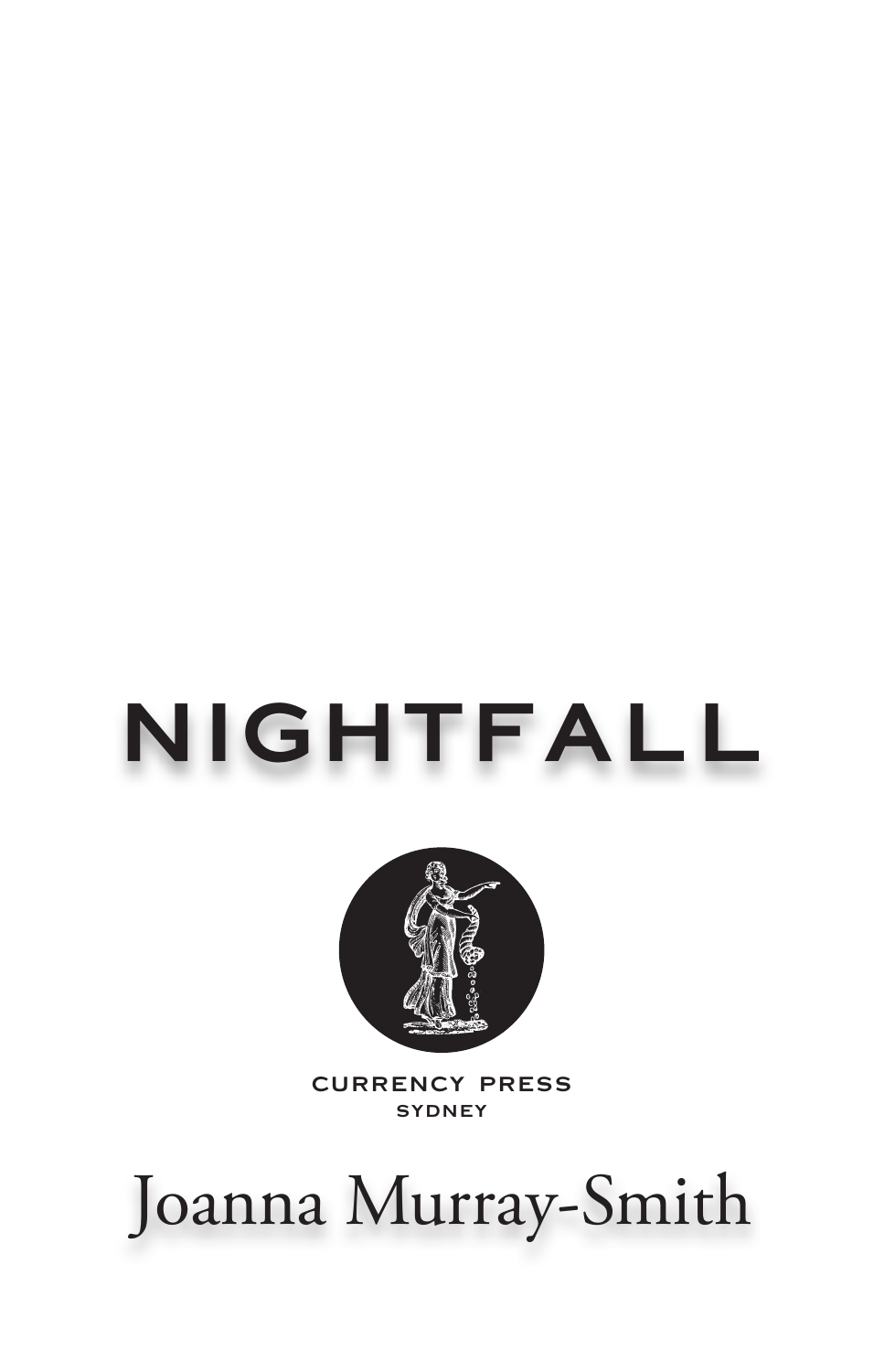# NIGHTFALL

CURRENCY PRESS
SYDNEY

Joanna Murray-Smith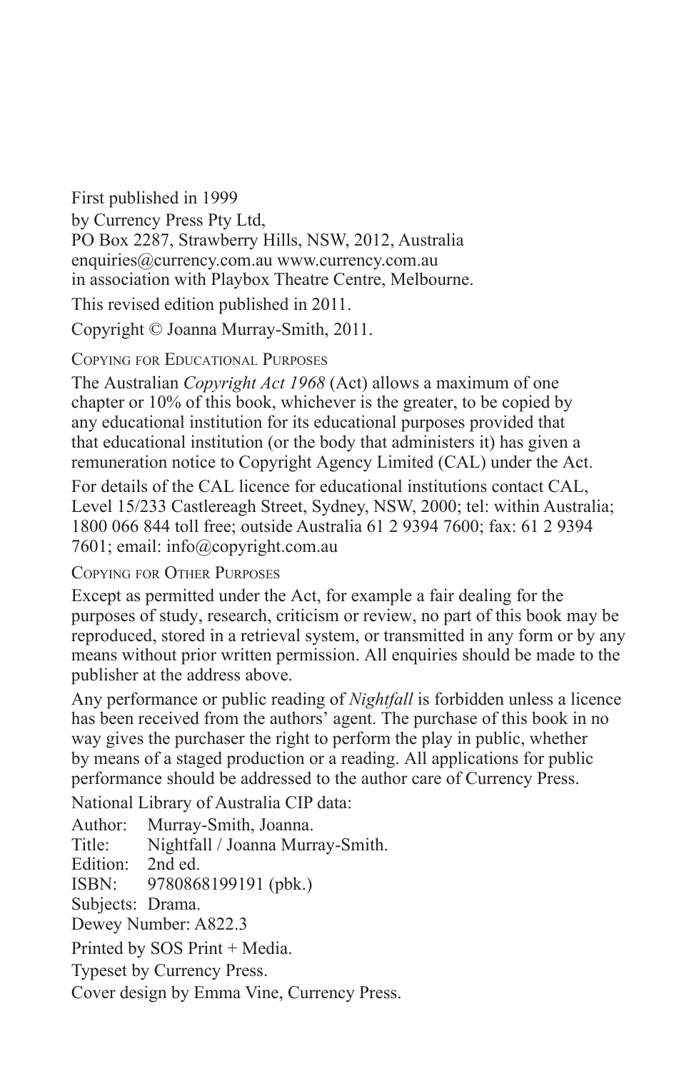First published in 1999
by Currency Press Pty Ltd,
PO Box 2287, Strawberry Hills, NSW, 2012, Australia
enquiries@currency.com.au www.currency.com.au
in association with Playbox Theatre Centre, Melbourne.

This revised edition published in 2011.

Copyright © Joanna Murray-Smith, 2011.

Copying for Educational Purposes

The Australian *Copyright Act 1968* (Act) allows a maximum of one chapter or 10% of this book, whichever is the greater, to be copied by any educational institution for its educational purposes provided that that educational institution (or the body that administers it) has given a remuneration notice to Copyright Agency Limited (CAL) under the Act.

For details of the CAL licence for educational institutions contact CAL, Level 15/233 Castlereagh Street, Sydney, NSW, 2000; tel: within Australia; 1800 066 844 toll free; outside Australia 61 2 9394 7600; fax: 61 2 9394 7601; email: info@copyright.com.au

Copying for Other Purposes

Except as permitted under the Act, for example a fair dealing for the purposes of study, research, criticism or review, no part of this book may be reproduced, stored in a retrieval system, or transmitted in any form or by any means without prior written permission. All enquiries should be made to the publisher at the address above.

Any performance or public reading of *Nightfall* is forbidden unless a licence has been received from the authors' agent. The purchase of this book in no way gives the purchaser the right to perform the play in public, whether by means of a staged production or a reading. All applications for public performance should be addressed to the author care of Currency Press.

National Library of Australia CIP data:

Author: Murray-Smith, Joanna.
Title: Nightfall / Joanna Murray-Smith.
Edition: 2nd ed.
ISBN: 9780868199191 (pbk.)
Subjects: Drama.
Dewey Number: A822.3

Printed by SOS Print + Media.

Typeset by Currency Press.

Cover design by Emma Vine, Currency Press.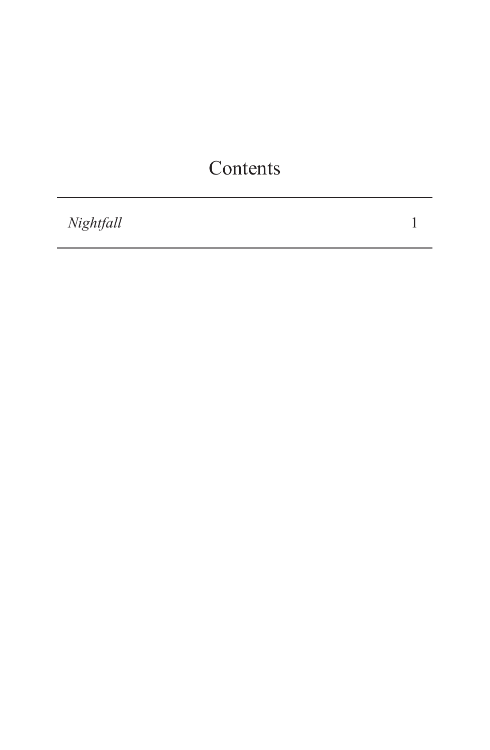# Contents

| | |
|---|---|
| *Nightfall* | 1 |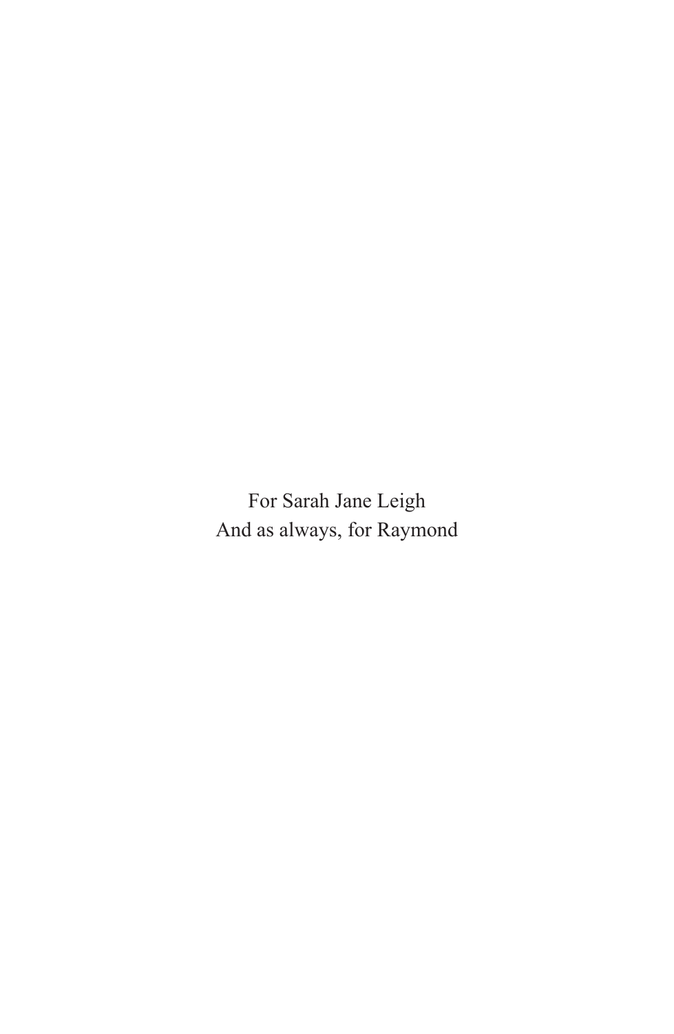For Sarah Jane Leigh
And as always, for Raymond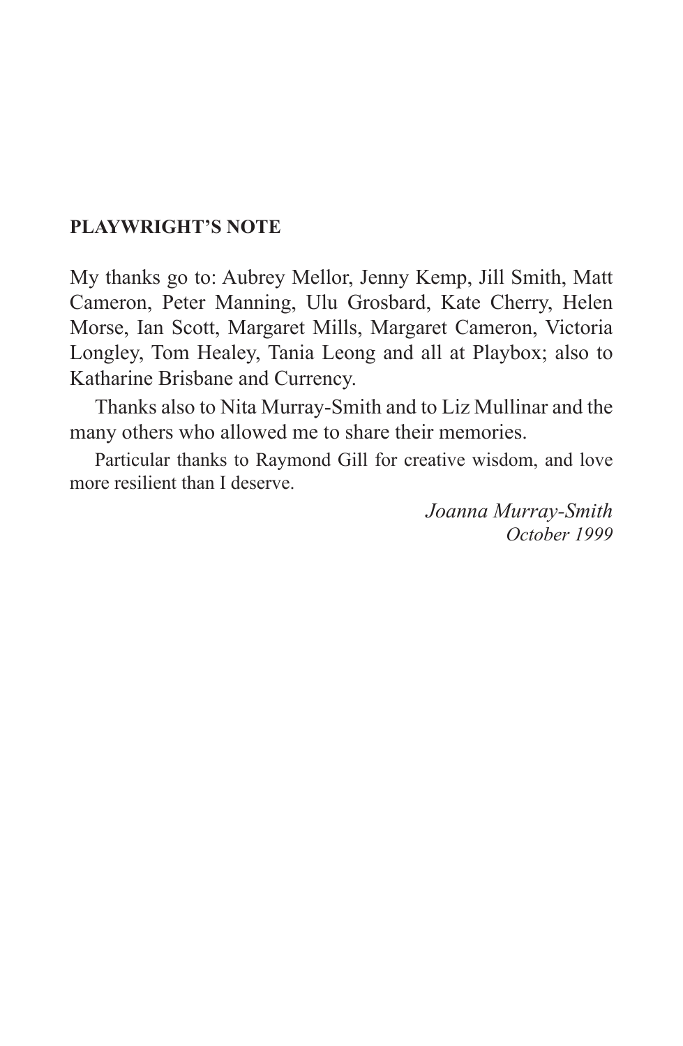## PLAYWRIGHT'S NOTE

My thanks go to: Aubrey Mellor, Jenny Kemp, Jill Smith, Matt Cameron, Peter Manning, Ulu Grosbard, Kate Cherry, Helen Morse, Ian Scott, Margaret Mills, Margaret Cameron, Victoria Longley, Tom Healey, Tania Leong and all at Playbox; also to Katharine Brisbane and Currency.

Thanks also to Nita Murray-Smith and to Liz Mullinar and the many others who allowed me to share their memories.

Particular thanks to Raymond Gill for creative wisdom, and love more resilient than I deserve.

*Joanna Murray-Smith*
*October 1999*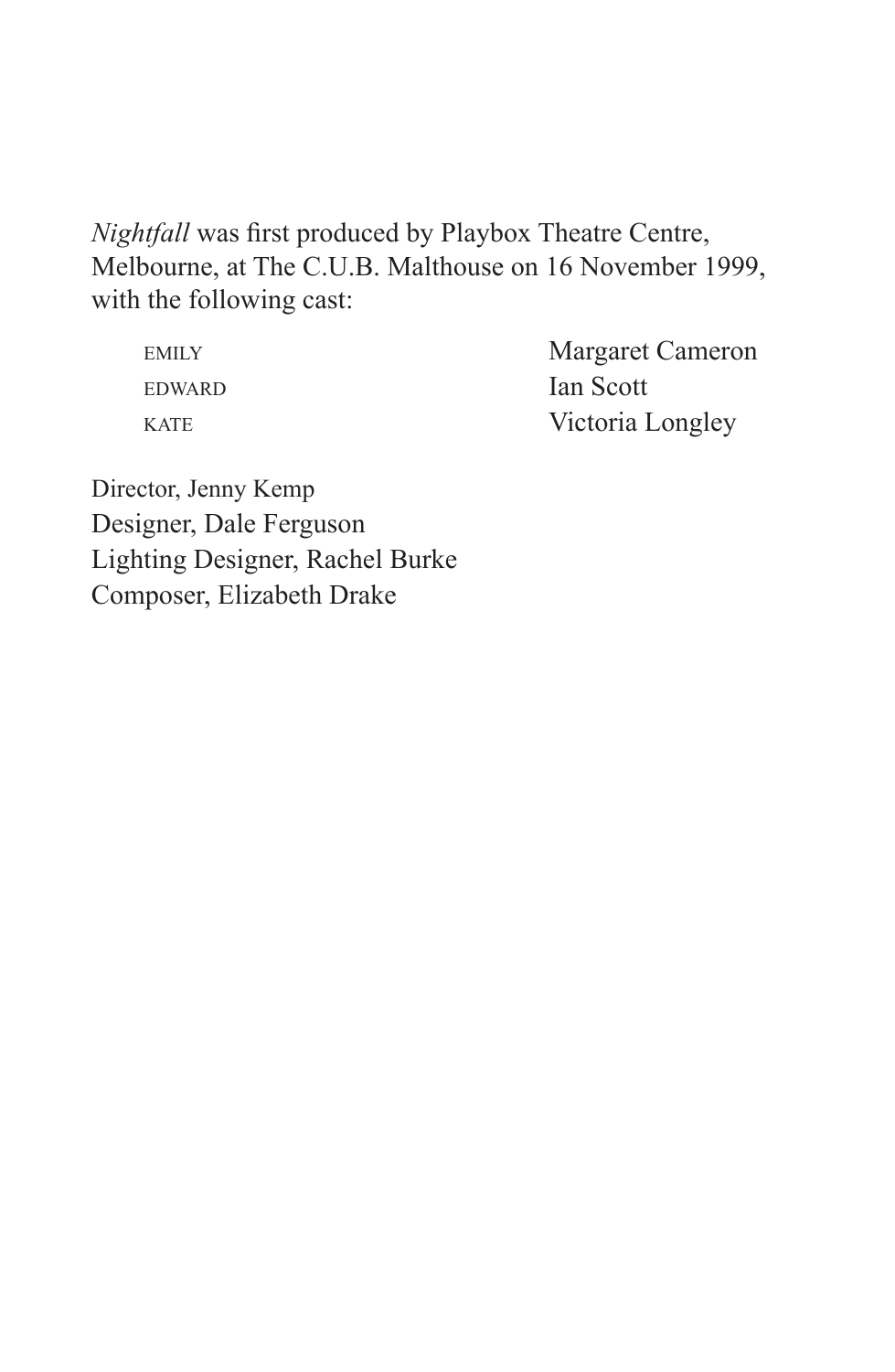*Nightfall* was first produced by Playbox Theatre Centre, Melbourne, at The C.U.B. Malthouse on 16 November 1999, with the following cast:

| | |
|---|---|
| EMILY | Margaret Cameron |
| EDWARD | Ian Scott |
| KATE | Victoria Longley |

Director, Jenny Kemp
Designer, Dale Ferguson
Lighting Designer, Rachel Burke
Composer, Elizabeth Drake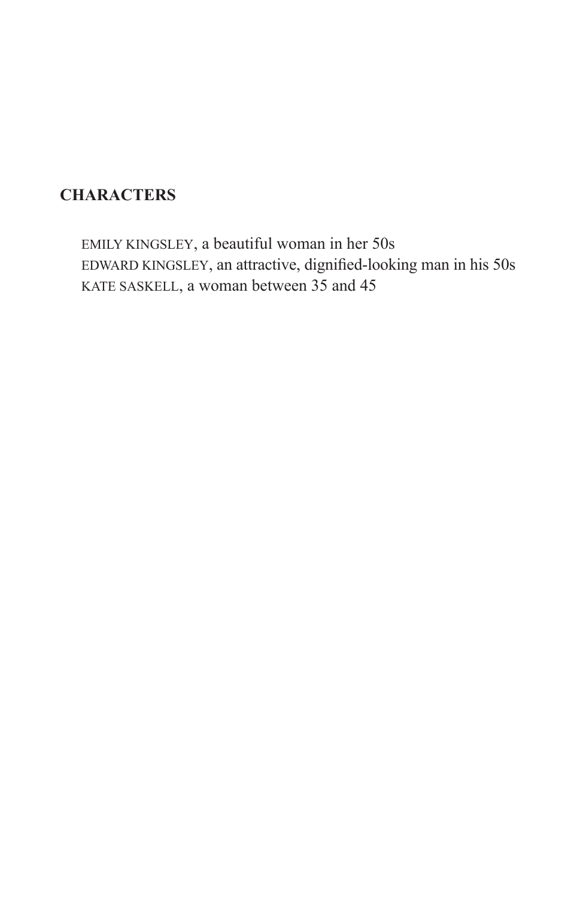## CHARACTERS

EMILY KINGSLEY, a beautiful woman in her 50s
EDWARD KINGSLEY, an attractive, dignified-looking man in his 50s
KATE SASKELL, a woman between 35 and 45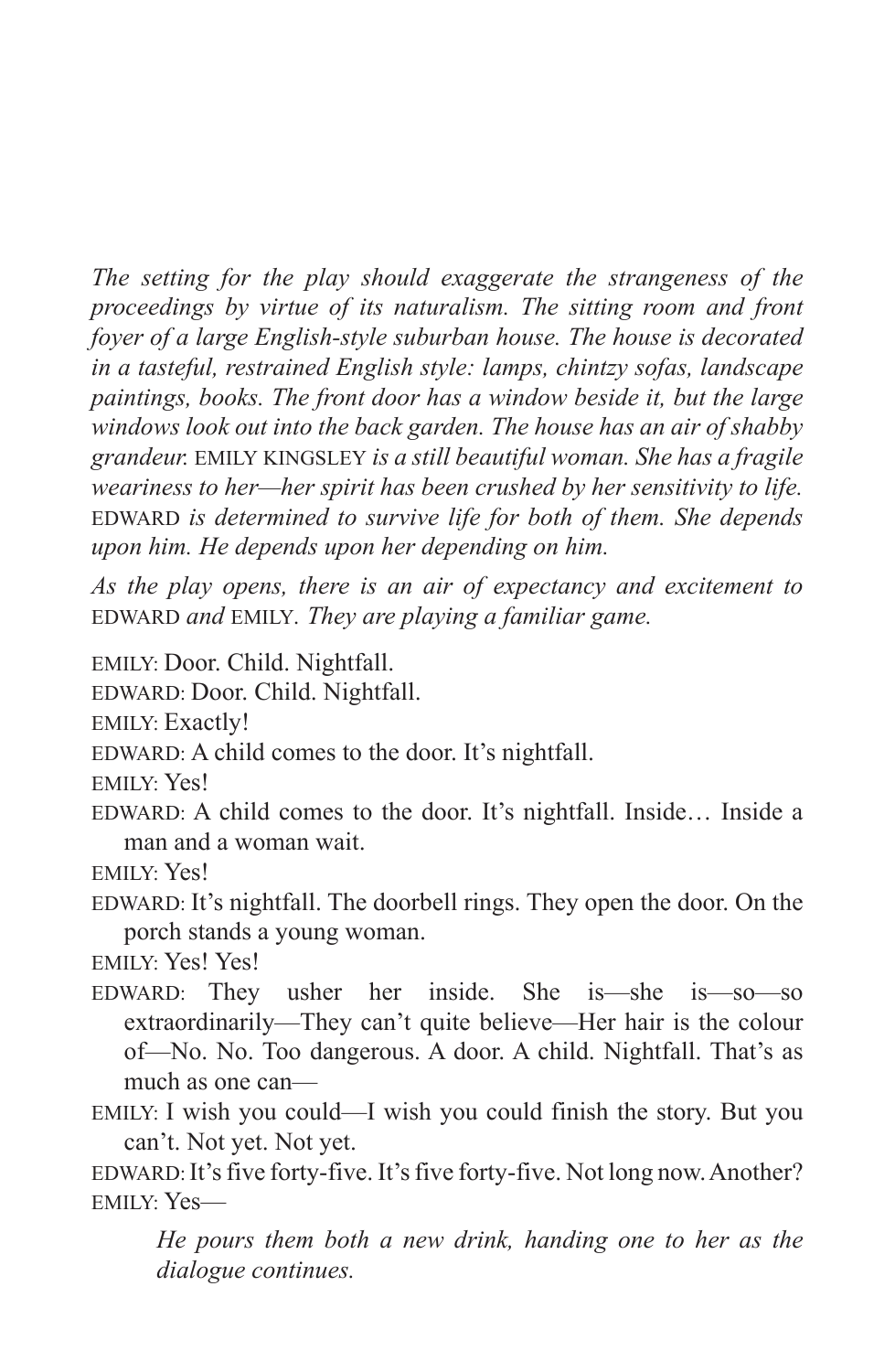*The setting for the play should exaggerate the strangeness of the proceedings by virtue of its naturalism. The sitting room and front foyer of a large English-style suburban house. The house is decorated in a tasteful, restrained English style: lamps, chintzy sofas, landscape paintings, books. The front door has a window beside it, but the large windows look out into the back garden. The house has an air of shabby grandeur.* EMILY KINGSLEY *is a still beautiful woman. She has a fragile weariness to her—her spirit has been crushed by her sensitivity to life.* EDWARD *is determined to survive life for both of them. She depends upon him. He depends upon her depending on him.*

*As the play opens, there is an air of expectancy and excitement to* EDWARD *and* EMILY. *They are playing a familiar game.*

EMILY: Door. Child. Nightfall.

EDWARD: Door. Child. Nightfall.

EMILY: Exactly!

EDWARD: A child comes to the door. It's nightfall.

EMILY: Yes!

EDWARD: A child comes to the door. It's nightfall. Inside… Inside a man and a woman wait.

EMILY: Yes!

EDWARD: It's nightfall. The doorbell rings. They open the door. On the porch stands a young woman.

EMILY: Yes! Yes!

EDWARD: They usher her inside. She is—she is—so—so extraordinarily—They can't quite believe—Her hair is the colour of—No. No. Too dangerous. A door. A child. Nightfall. That's as much as one can—

EMILY: I wish you could—I wish you could finish the story. But you can't. Not yet. Not yet.

EDWARD: It's five forty-five. It's five forty-five. Not long now. Another?

EMILY: Yes—

*He pours them both a new drink, handing one to her as the dialogue continues.*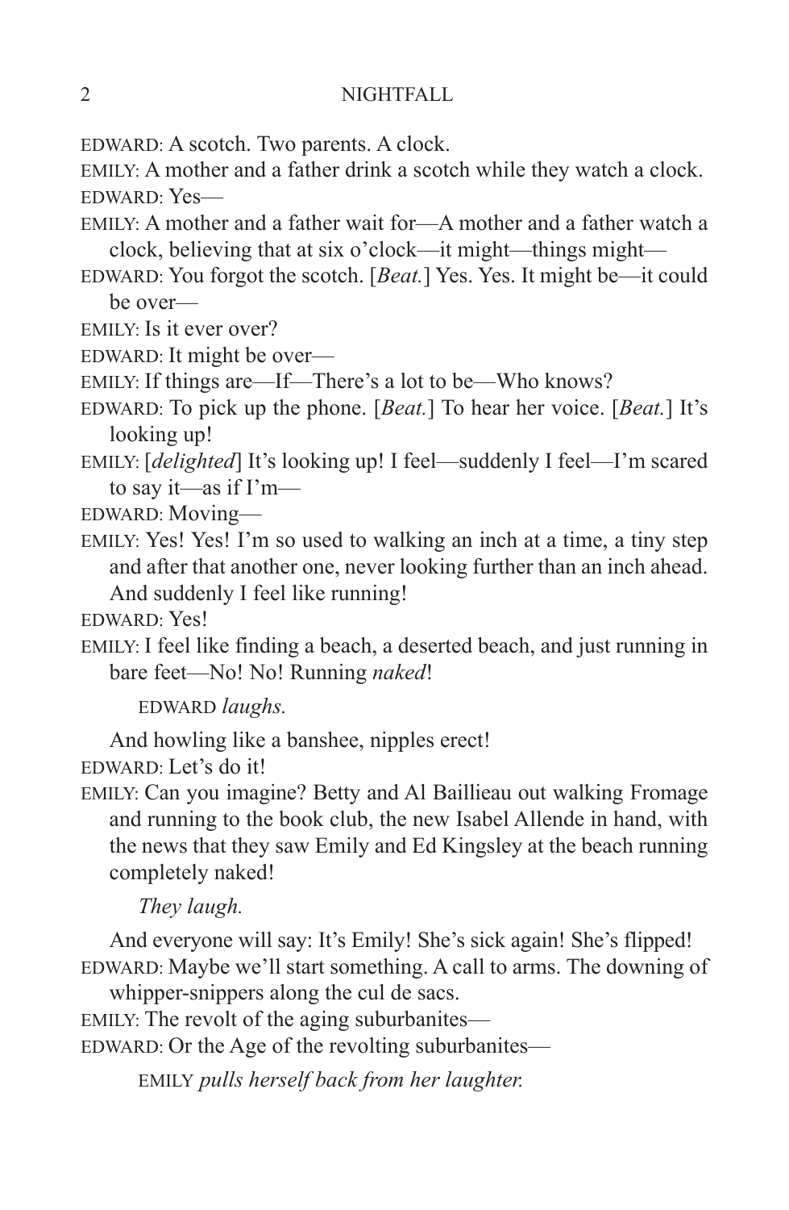EDWARD: A scotch. Two parents. A clock.

EMILY: A mother and a father drink a scotch while they watch a clock.

EDWARD: Yes—

EMILY: A mother and a father wait for—A mother and a father watch a clock, believing that at six o'clock—it might—things might—

EDWARD: You forgot the scotch. [*Beat.*] Yes. Yes. It might be—it could be over—

EMILY: Is it ever over?

EDWARD: It might be over—

EMILY: If things are—If—There's a lot to be—Who knows?

EDWARD: To pick up the phone. [*Beat.*] To hear her voice. [*Beat.*] It's looking up!

EMILY: [*delighted*] It's looking up! I feel—suddenly I feel—I'm scared to say it—as if I'm—

EDWARD: Moving—

EMILY: Yes! Yes! I'm so used to walking an inch at a time, a tiny step and after that another one, never looking further than an inch ahead. And suddenly I feel like running!

EDWARD: Yes!

EMILY: I feel like finding a beach, a deserted beach, and just running in bare feet—No! No! Running *naked*!

EDWARD *laughs.*

And howling like a banshee, nipples erect!

EDWARD: Let's do it!

EMILY: Can you imagine? Betty and Al Baillieau out walking Fromage and running to the book club, the new Isabel Allende in hand, with the news that they saw Emily and Ed Kingsley at the beach running completely naked!

*They laugh.*

And everyone will say: It's Emily! She's sick again! She's flipped!

EDWARD: Maybe we'll start something. A call to arms. The downing of whipper-snippers along the cul de sacs.

EMILY: The revolt of the aging suburbanites—

EDWARD: Or the Age of the revolting suburbanites—

EMILY *pulls herself back from her laughter.*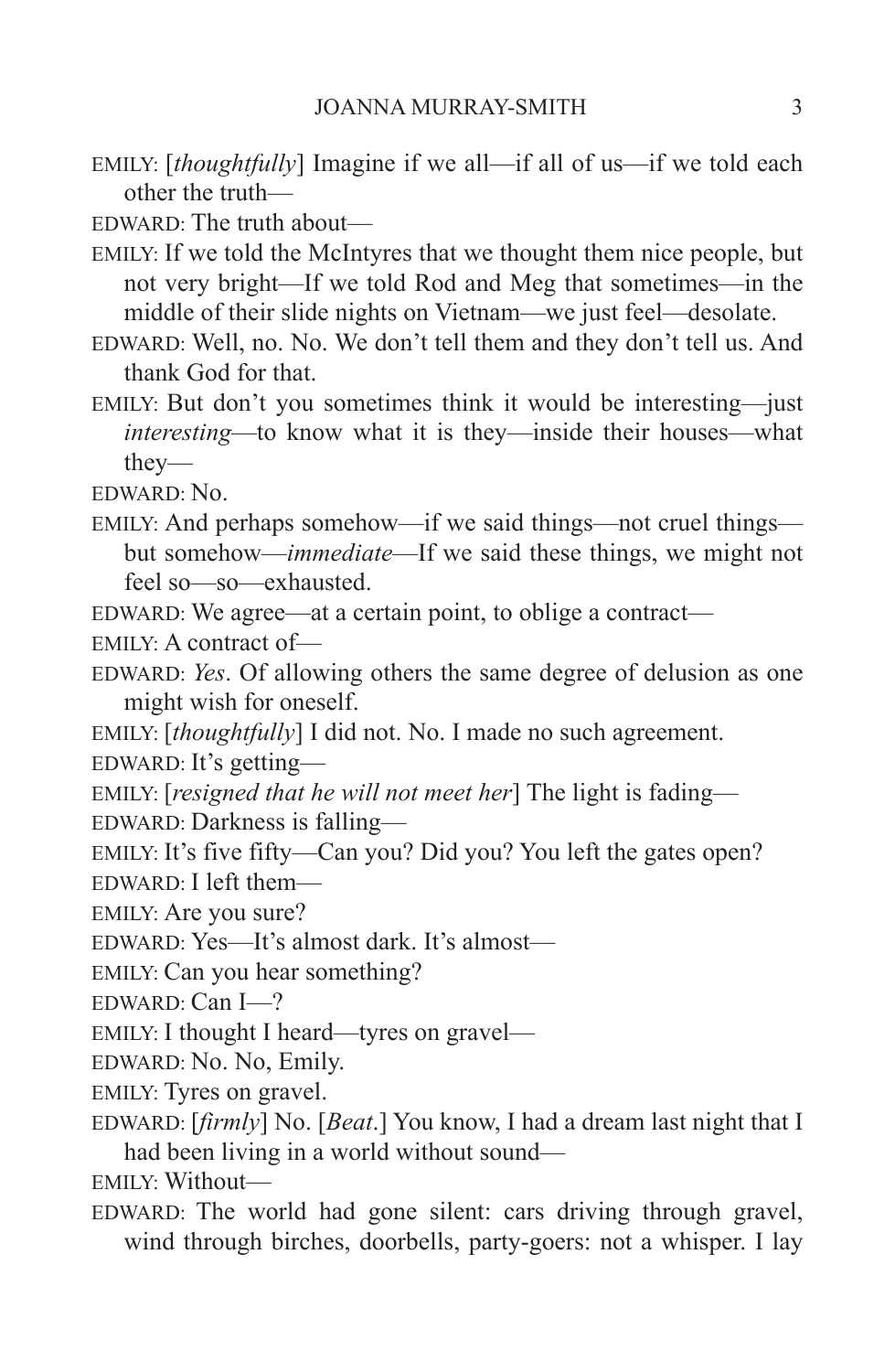EMILY: [*thoughtfully*] Imagine if we all—if all of us—if we told each other the truth—

EDWARD: The truth about—

EMILY: If we told the McIntyres that we thought them nice people, but not very bright—If we told Rod and Meg that sometimes—in the middle of their slide nights on Vietnam—we just feel—desolate.

EDWARD: Well, no. No. We don't tell them and they don't tell us. And thank God for that.

EMILY: But don't you sometimes think it would be interesting—just *interesting*—to know what it is they—inside their houses—what they—

EDWARD: No.

EMILY: And perhaps somehow—if we said things—not cruel things—but somehow—*immediate*—If we said these things, we might not feel so—so—exhausted.

EDWARD: We agree—at a certain point, to oblige a contract—

EMILY: A contract of—

EDWARD: *Yes*. Of allowing others the same degree of delusion as one might wish for oneself.

EMILY: [*thoughtfully*] I did not. No. I made no such agreement.

EDWARD: It's getting—

EMILY: [*resigned that he will not meet her*] The light is fading—

EDWARD: Darkness is falling—

EMILY: It's five fifty—Can you? Did you? You left the gates open?

EDWARD: I left them—

EMILY: Are you sure?

EDWARD: Yes—It's almost dark. It's almost—

EMILY: Can you hear something?

EDWARD: Can I—?

EMILY: I thought I heard—tyres on gravel—

EDWARD: No. No, Emily.

EMILY: Tyres on gravel.

EDWARD: [*firmly*] No. [*Beat.*] You know, I had a dream last night that I had been living in a world without sound—

EMILY: Without—

EDWARD: The world had gone silent: cars driving through gravel, wind through birches, doorbells, party-goers: not a whisper. I lay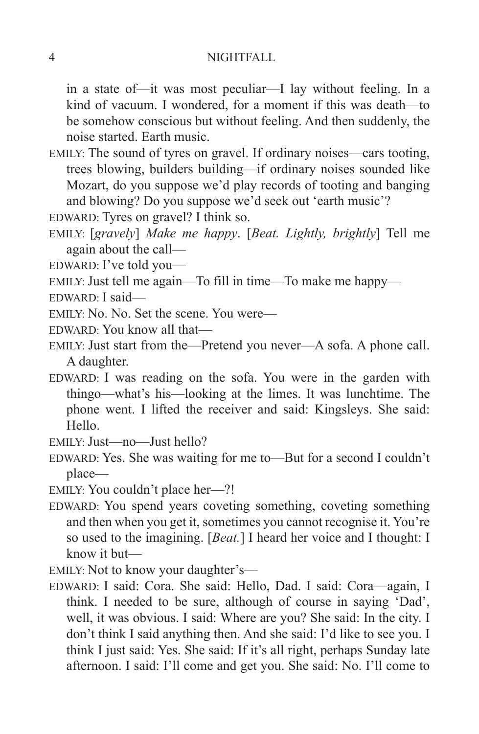in a state of—it was most peculiar—I lay without feeling. In a kind of vacuum. I wondered, for a moment if this was death—to be somehow conscious but without feeling. And then suddenly, the noise started. Earth music.

EMILY: The sound of tyres on gravel. If ordinary noises—cars tooting, trees blowing, builders building—if ordinary noises sounded like Mozart, do you suppose we'd play records of tooting and banging and blowing? Do you suppose we'd seek out 'earth music'?

EDWARD: Tyres on gravel? I think so.

EMILY: [*gravely*] *Make me happy*. [*Beat. Lightly, brightly*] Tell me again about the call—

EDWARD: I've told you—

EMILY: Just tell me again—To fill in time—To make me happy—

EDWARD: I said—

EMILY: No. No. Set the scene. You were—

EDWARD: You know all that—

EMILY: Just start from the—Pretend you never—A sofa. A phone call. A daughter.

EDWARD: I was reading on the sofa. You were in the garden with thingo—what's his—looking at the limes. It was lunchtime. The phone went. I lifted the receiver and said: Kingsleys. She said: Hello.

EMILY: Just—no—Just hello?

EDWARD: Yes. She was waiting for me to—But for a second I couldn't place—

EMILY: You couldn't place her—?!

EDWARD: You spend years coveting something, coveting something and then when you get it, sometimes you cannot recognise it. You're so used to the imagining. [*Beat.*] I heard her voice and I thought: I know it but—

EMILY: Not to know your daughter's—

EDWARD: I said: Cora. She said: Hello, Dad. I said: Cora—again, I think. I needed to be sure, although of course in saying 'Dad', well, it was obvious. I said: Where are you? She said: In the city. I don't think I said anything then. And she said: I'd like to see you. I think I just said: Yes. She said: If it's all right, perhaps Sunday late afternoon. I said: I'll come and get you. She said: No. I'll come to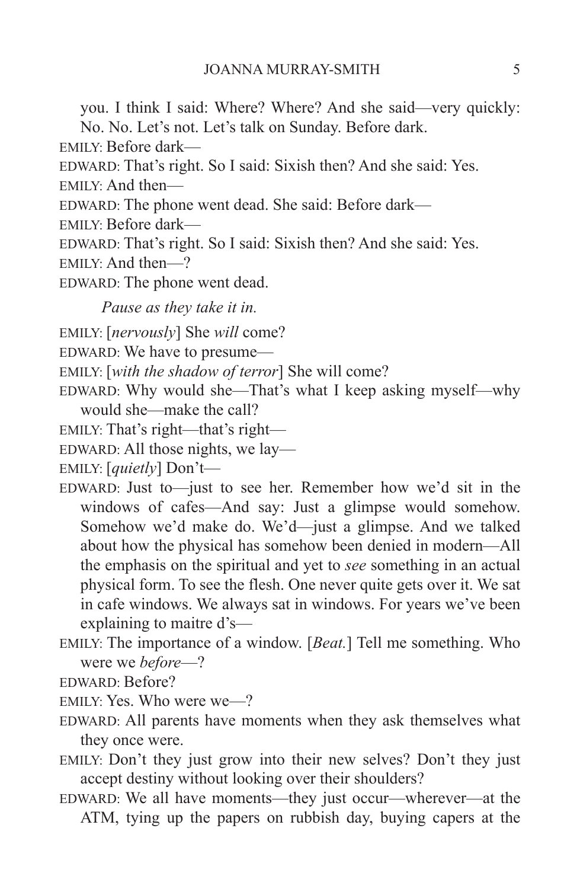you. I think I said: Where? Where? And she said—very quickly: No. No. Let's not. Let's talk on Sunday. Before dark.

EMILY: Before dark—

EDWARD: That's right. So I said: Sixish then? And she said: Yes.

EMILY: And then—

EDWARD: The phone went dead. She said: Before dark—

EMILY: Before dark—

EDWARD: That's right. So I said: Sixish then? And she said: Yes.

EMILY: And then—?

EDWARD: The phone went dead.

*Pause as they take it in.*

EMILY: [*nervously*] She *will* come?

EDWARD: We have to presume—

EMILY: [*with the shadow of terror*] She will come?

EDWARD: Why would she—That's what I keep asking myself—why would she—make the call?

EMILY: That's right—that's right—

EDWARD: All those nights, we lay—

EMILY: [*quietly*] Don't—

EDWARD: Just to—just to see her. Remember how we'd sit in the windows of cafes—And say: Just a glimpse would somehow. Somehow we'd make do. We'd—just a glimpse. And we talked about how the physical has somehow been denied in modern—All the emphasis on the spiritual and yet to *see* something in an actual physical form. To see the flesh. One never quite gets over it. We sat in cafe windows. We always sat in windows. For years we've been explaining to maitre d's—

EMILY: The importance of a window. [*Beat.*] Tell me something. Who were we *before*—?

EDWARD: Before?

EMILY: Yes. Who were we—?

EDWARD: All parents have moments when they ask themselves what they once were.

EMILY: Don't they just grow into their new selves? Don't they just accept destiny without looking over their shoulders?

EDWARD: We all have moments—they just occur—wherever—at the ATM, tying up the papers on rubbish day, buying capers at the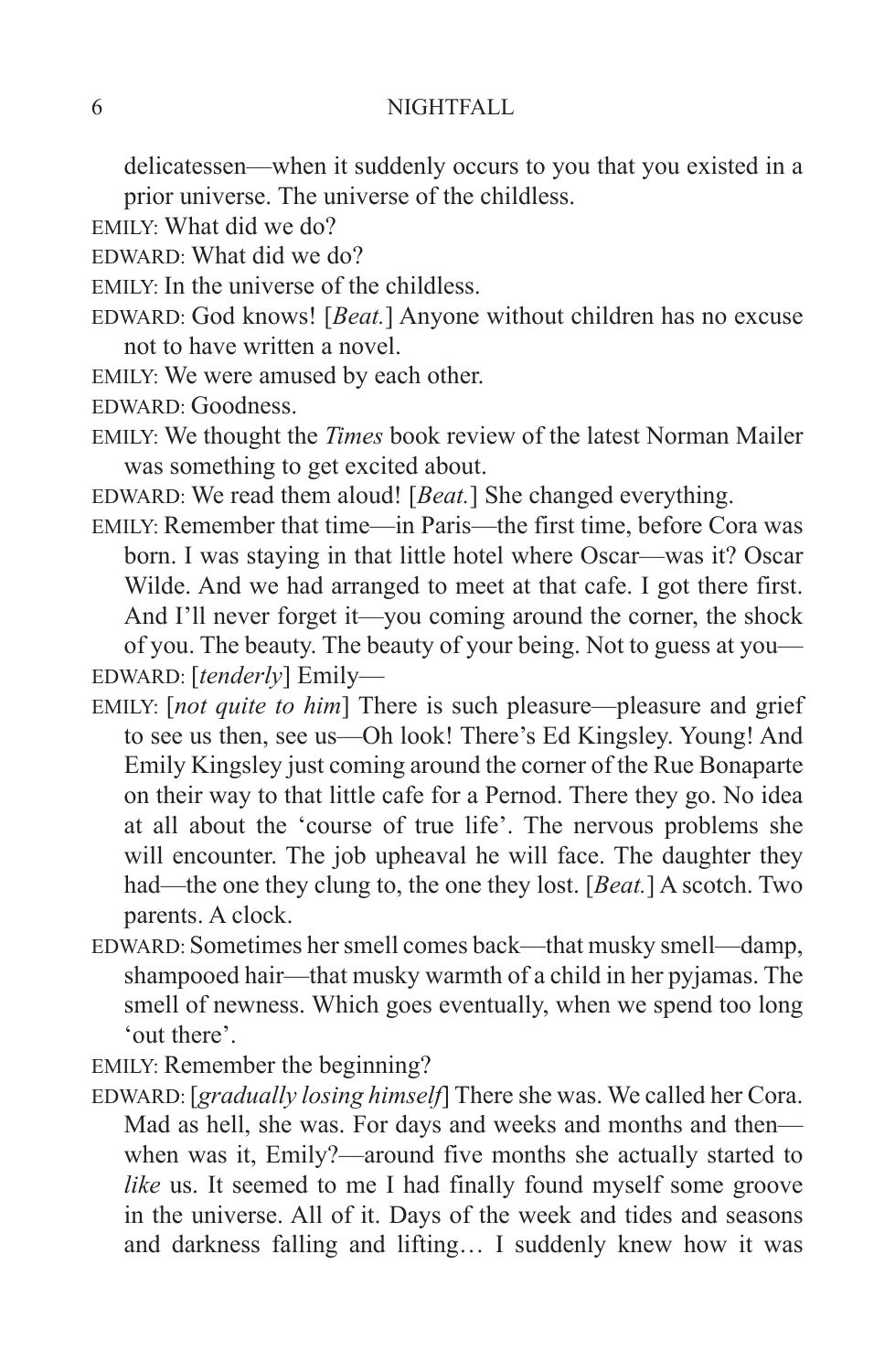delicatessen—when it suddenly occurs to you that you existed in a prior universe. The universe of the childless.

EMILY: What did we do?

EDWARD: What did we do?

EMILY: In the universe of the childless.

EDWARD: God knows! [*Beat.*] Anyone without children has no excuse not to have written a novel.

EMILY: We were amused by each other.

EDWARD: Goodness.

EMILY: We thought the *Times* book review of the latest Norman Mailer was something to get excited about.

EDWARD: We read them aloud! [*Beat.*] She changed everything.

EMILY: Remember that time—in Paris—the first time, before Cora was born. I was staying in that little hotel where Oscar—was it? Oscar Wilde. And we had arranged to meet at that cafe. I got there first. And I'll never forget it—you coming around the corner, the shock of you. The beauty. The beauty of your being. Not to guess at you—

EDWARD: [*tenderly*] Emily—

EMILY: [*not quite to him*] There is such pleasure—pleasure and grief to see us then, see us—Oh look! There's Ed Kingsley. Young! And Emily Kingsley just coming around the corner of the Rue Bonaparte on their way to that little cafe for a Pernod. There they go. No idea at all about the 'course of true life'. The nervous problems she will encounter. The job upheaval he will face. The daughter they had—the one they clung to, the one they lost. [*Beat.*] A scotch. Two parents. A clock.

EDWARD: Sometimes her smell comes back—that musky smell—damp, shampooed hair—that musky warmth of a child in her pyjamas. The smell of newness. Which goes eventually, when we spend too long 'out there'.

EMILY: Remember the beginning?

EDWARD: [*gradually losing himself*] There she was. We called her Cora. Mad as hell, she was. For days and weeks and months and then—when was it, Emily?—around five months she actually started to *like* us. It seemed to me I had finally found myself some groove in the universe. All of it. Days of the week and tides and seasons and darkness falling and lifting… I suddenly knew how it was